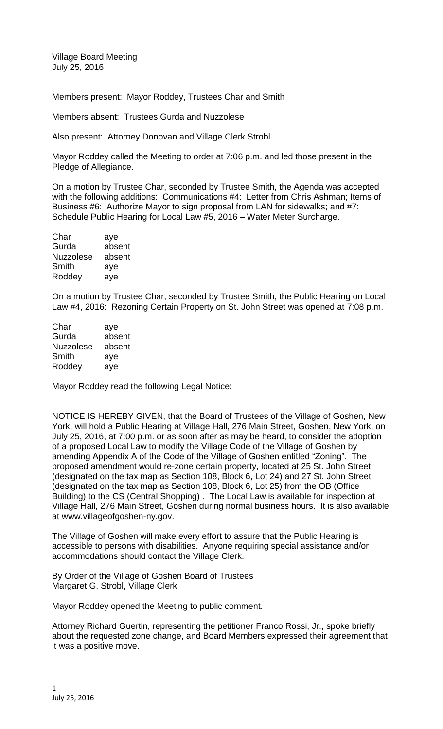Village Board Meeting
July 25, 2016

Members present: Mayor Roddey, Trustees Char and Smith

Members absent: Trustees Gurda and Nuzzolese

Also present: Attorney Donovan and Village Clerk Strobl

Mayor Roddey called the Meeting to order at 7:06 p.m. and led those present in the Pledge of Allegiance.

On a motion by Trustee Char, seconded by Trustee Smith, the Agenda was accepted with the following additions: Communications #4: Letter from Chris Ashman; Items of Business #6: Authorize Mayor to sign proposal from LAN for sidewalks; and #7: Schedule Public Hearing for Local Law #5, 2016 – Water Meter Surcharge.

| | |
|---|---|
| Char | aye |
| Gurda | absent |
| Nuzzolese | absent |
| Smith | aye |
| Roddey | aye |

On a motion by Trustee Char, seconded by Trustee Smith, the Public Hearing on Local Law #4, 2016: Rezoning Certain Property on St. John Street was opened at 7:08 p.m.

| | |
|---|---|
| Char | aye |
| Gurda | absent |
| Nuzzolese | absent |
| Smith | aye |
| Roddey | aye |

Mayor Roddey read the following Legal Notice:

NOTICE IS HEREBY GIVEN, that the Board of Trustees of the Village of Goshen, New York, will hold a Public Hearing at Village Hall, 276 Main Street, Goshen, New York, on July 25, 2016, at 7:00 p.m. or as soon after as may be heard, to consider the adoption of a proposed Local Law to modify the Village Code of the Village of Goshen by amending Appendix A of the Code of the Village of Goshen entitled "Zoning". The proposed amendment would re-zone certain property, located at 25 St. John Street (designated on the tax map as Section 108, Block 6, Lot 24) and 27 St. John Street (designated on the tax map as Section 108, Block 6, Lot 25) from the OB (Office Building) to the CS (Central Shopping) . The Local Law is available for inspection at Village Hall, 276 Main Street, Goshen during normal business hours. It is also available at www.villageofgoshen-ny.gov.

The Village of Goshen will make every effort to assure that the Public Hearing is accessible to persons with disabilities. Anyone requiring special assistance and/or accommodations should contact the Village Clerk.

By Order of the Village of Goshen Board of Trustees
Margaret G. Strobl, Village Clerk

Mayor Roddey opened the Meeting to public comment.

Attorney Richard Guertin, representing the petitioner Franco Rossi, Jr., spoke briefly about the requested zone change, and Board Members expressed their agreement that it was a positive move.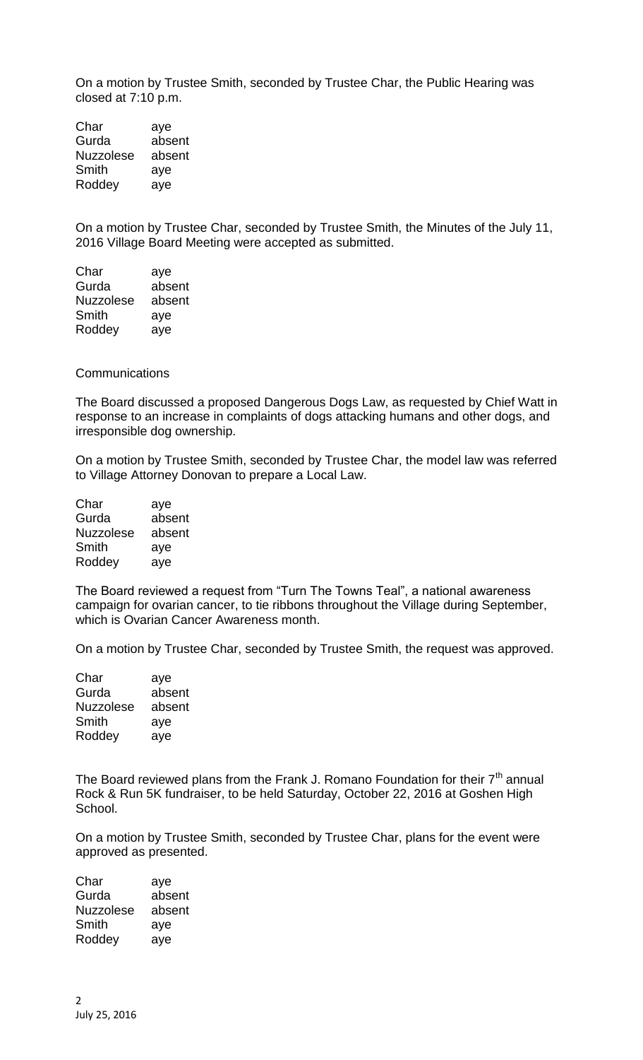On a motion by Trustee Smith, seconded by Trustee Char, the Public Hearing was closed at 7:10 p.m.

| | |
|---|---|
| Char | aye |
| Gurda | absent |
| Nuzzolese | absent |
| Smith | aye |
| Roddey | aye |

On a motion by Trustee Char, seconded by Trustee Smith, the Minutes of the July 11, 2016 Village Board Meeting were accepted as submitted.

| | |
|---|---|
| Char | aye |
| Gurda | absent |
| Nuzzolese | absent |
| Smith | aye |
| Roddey | aye |

Communications

The Board discussed a proposed Dangerous Dogs Law, as requested by Chief Watt in response to an increase in complaints of dogs attacking humans and other dogs, and irresponsible dog ownership.

On a motion by Trustee Smith, seconded by Trustee Char, the model law was referred to Village Attorney Donovan to prepare a Local Law.

| | |
|---|---|
| Char | aye |
| Gurda | absent |
| Nuzzolese | absent |
| Smith | aye |
| Roddey | aye |

The Board reviewed a request from "Turn The Towns Teal", a national awareness campaign for ovarian cancer, to tie ribbons throughout the Village during September, which is Ovarian Cancer Awareness month.

On a motion by Trustee Char, seconded by Trustee Smith, the request was approved.

| | |
|---|---|
| Char | aye |
| Gurda | absent |
| Nuzzolese | absent |
| Smith | aye |
| Roddey | aye |

The Board reviewed plans from the Frank J. Romano Foundation for their 7th annual Rock & Run 5K fundraiser, to be held Saturday, October 22, 2016 at Goshen High School.

On a motion by Trustee Smith, seconded by Trustee Char, plans for the event were approved as presented.

| | |
|---|---|
| Char | aye |
| Gurda | absent |
| Nuzzolese | absent |
| Smith | aye |
| Roddey | aye |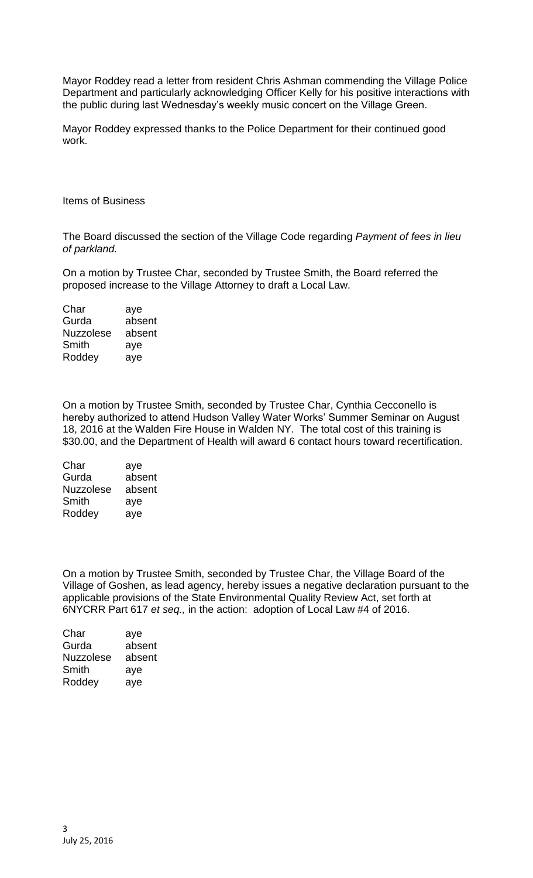Mayor Roddey read a letter from resident Chris Ashman commending the Village Police Department and particularly acknowledging Officer Kelly for his positive interactions with the public during last Wednesday's weekly music concert on the Village Green.

Mayor Roddey expressed thanks to the Police Department for their continued good work.

Items of Business

The Board discussed the section of the Village Code regarding *Payment of fees in lieu of parkland.*

On a motion by Trustee Char, seconded by Trustee Smith, the Board referred the proposed increase to the Village Attorney to draft a Local Law.

| | |
|---|---|
| Char | aye |
| Gurda | absent |
| Nuzzolese | absent |
| Smith | aye |
| Roddey | aye |

On a motion by Trustee Smith, seconded by Trustee Char, Cynthia Cecconello is hereby authorized to attend Hudson Valley Water Works' Summer Seminar on August 18, 2016 at the Walden Fire House in Walden NY. The total cost of this training is $30.00, and the Department of Health will award 6 contact hours toward recertification.

| | |
|---|---|
| Char | aye |
| Gurda | absent |
| Nuzzolese | absent |
| Smith | aye |
| Roddey | aye |

On a motion by Trustee Smith, seconded by Trustee Char, the Village Board of the Village of Goshen, as lead agency, hereby issues a negative declaration pursuant to the applicable provisions of the State Environmental Quality Review Act, set forth at 6NYCRR Part 617 *et seq.,* in the action: adoption of Local Law #4 of 2016.

| | |
|---|---|
| Char | aye |
| Gurda | absent |
| Nuzzolese | absent |
| Smith | aye |
| Roddey | aye |

July 25, 2016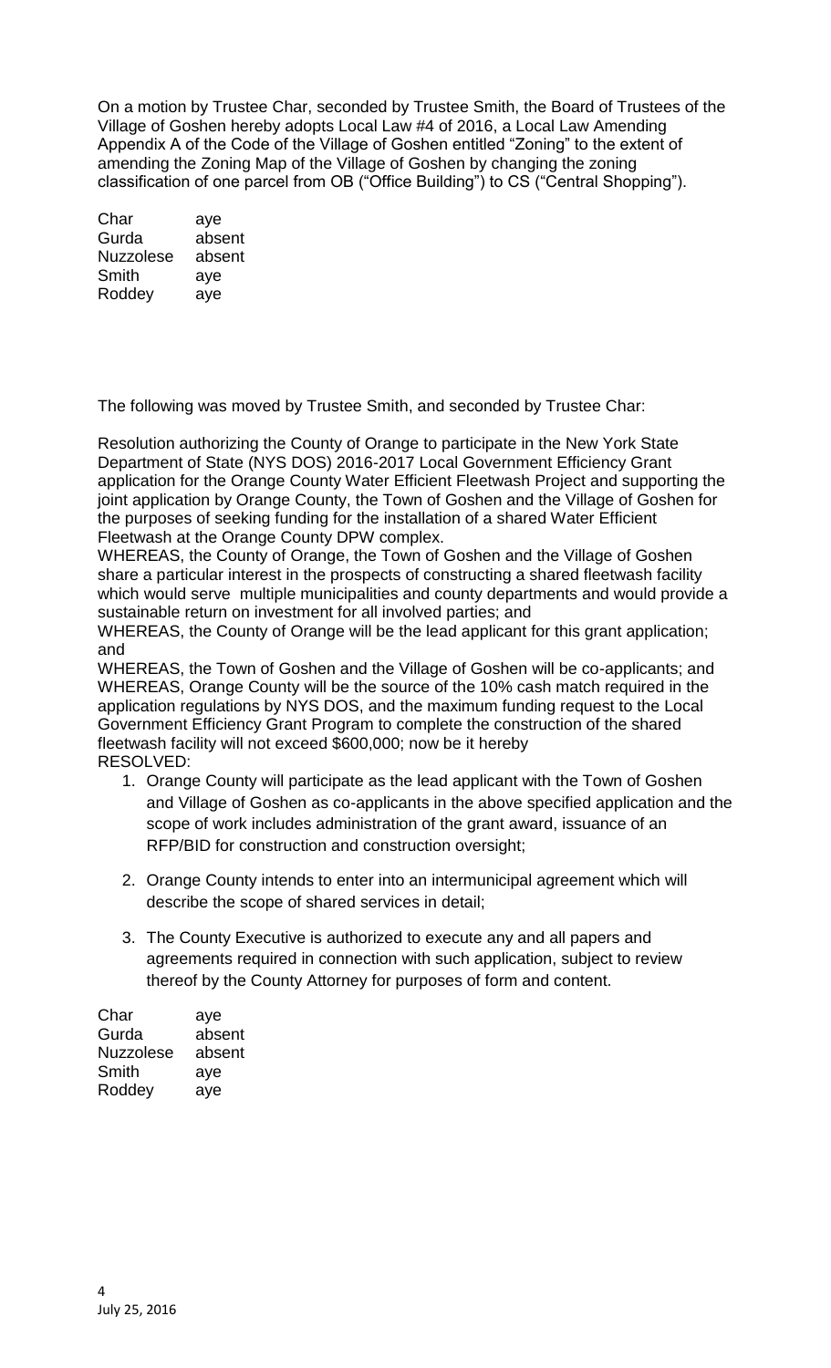On a motion by Trustee Char, seconded by Trustee Smith, the Board of Trustees of the Village of Goshen hereby adopts Local Law #4 of 2016, a Local Law Amending Appendix A of the Code of the Village of Goshen entitled "Zoning" to the extent of amending the Zoning Map of the Village of Goshen by changing the zoning classification of one parcel from OB ("Office Building") to CS ("Central Shopping").

| | |
|---|---|
| Char | aye |
| Gurda | absent |
| Nuzzolese | absent |
| Smith | aye |
| Roddey | aye |

The following was moved by Trustee Smith, and seconded by Trustee Char:

Resolution authorizing the County of Orange to participate in the New York State Department of State (NYS DOS) 2016-2017 Local Government Efficiency Grant application for the Orange County Water Efficient Fleetwash Project and supporting the joint application by Orange County, the Town of Goshen and the Village of Goshen for the purposes of seeking funding for the installation of a shared Water Efficient Fleetwash at the Orange County DPW complex.

WHEREAS, the County of Orange, the Town of Goshen and the Village of Goshen share a particular interest in the prospects of constructing a shared fleetwash facility which would serve multiple municipalities and county departments and would provide a sustainable return on investment for all involved parties; and

WHEREAS, the County of Orange will be the lead applicant for this grant application; and

WHEREAS, the Town of Goshen and the Village of Goshen will be co-applicants; and

WHEREAS, Orange County will be the source of the 10% cash match required in the application regulations by NYS DOS, and the maximum funding request to the Local Government Efficiency Grant Program to complete the construction of the shared fleetwash facility will not exceed $600,000; now be it hereby

RESOLVED:

1. Orange County will participate as the lead applicant with the Town of Goshen and Village of Goshen as co-applicants in the above specified application and the scope of work includes administration of the grant award, issuance of an RFP/BID for construction and construction oversight;

2. Orange County intends to enter into an intermunicipal agreement which will describe the scope of shared services in detail;

3. The County Executive is authorized to execute any and all papers and agreements required in connection with such application, subject to review thereof by the County Attorney for purposes of form and content.

| | |
|---|---|
| Char | aye |
| Gurda | absent |
| Nuzzolese | absent |
| Smith | aye |
| Roddey | aye |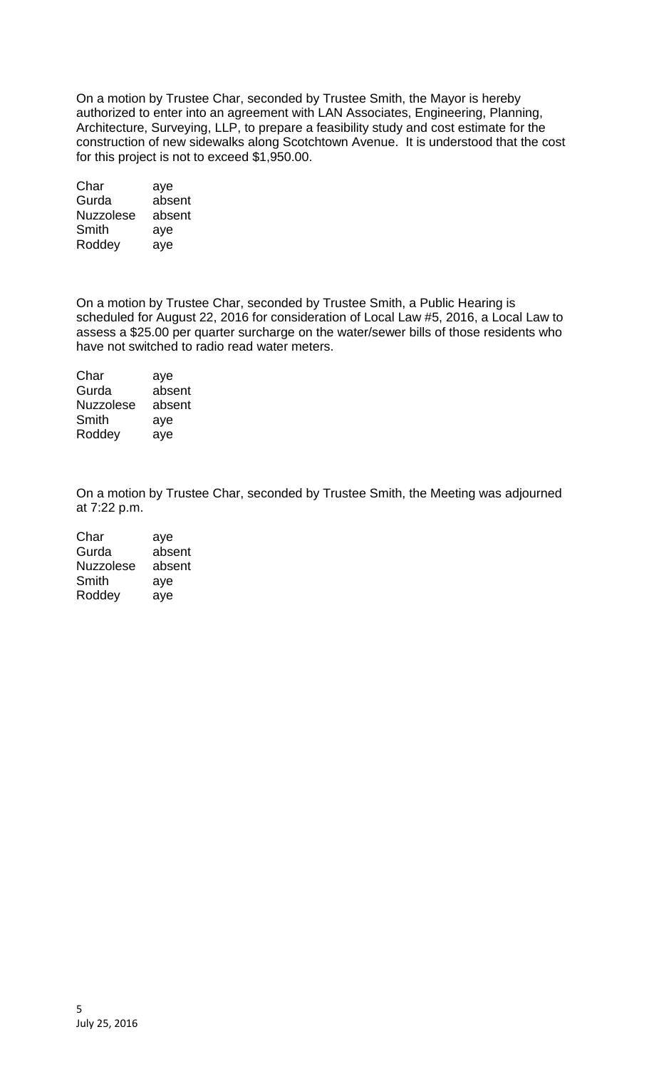On a motion by Trustee Char, seconded by Trustee Smith, the Mayor is hereby authorized to enter into an agreement with LAN Associates, Engineering, Planning, Architecture, Surveying, LLP, to prepare a feasibility study and cost estimate for the construction of new sidewalks along Scotchtown Avenue. It is understood that the cost for this project is not to exceed $1,950.00.

| | |
|---|---|
| Char | aye |
| Gurda | absent |
| Nuzzolese | absent |
| Smith | aye |
| Roddey | aye |

On a motion by Trustee Char, seconded by Trustee Smith, a Public Hearing is scheduled for August 22, 2016 for consideration of Local Law #5, 2016, a Local Law to assess a $25.00 per quarter surcharge on the water/sewer bills of those residents who have not switched to radio read water meters.

| | |
|---|---|
| Char | aye |
| Gurda | absent |
| Nuzzolese | absent |
| Smith | aye |
| Roddey | aye |

On a motion by Trustee Char, seconded by Trustee Smith, the Meeting was adjourned at 7:22 p.m.

| | |
|---|---|
| Char | aye |
| Gurda | absent |
| Nuzzolese | absent |
| Smith | aye |
| Roddey | aye |